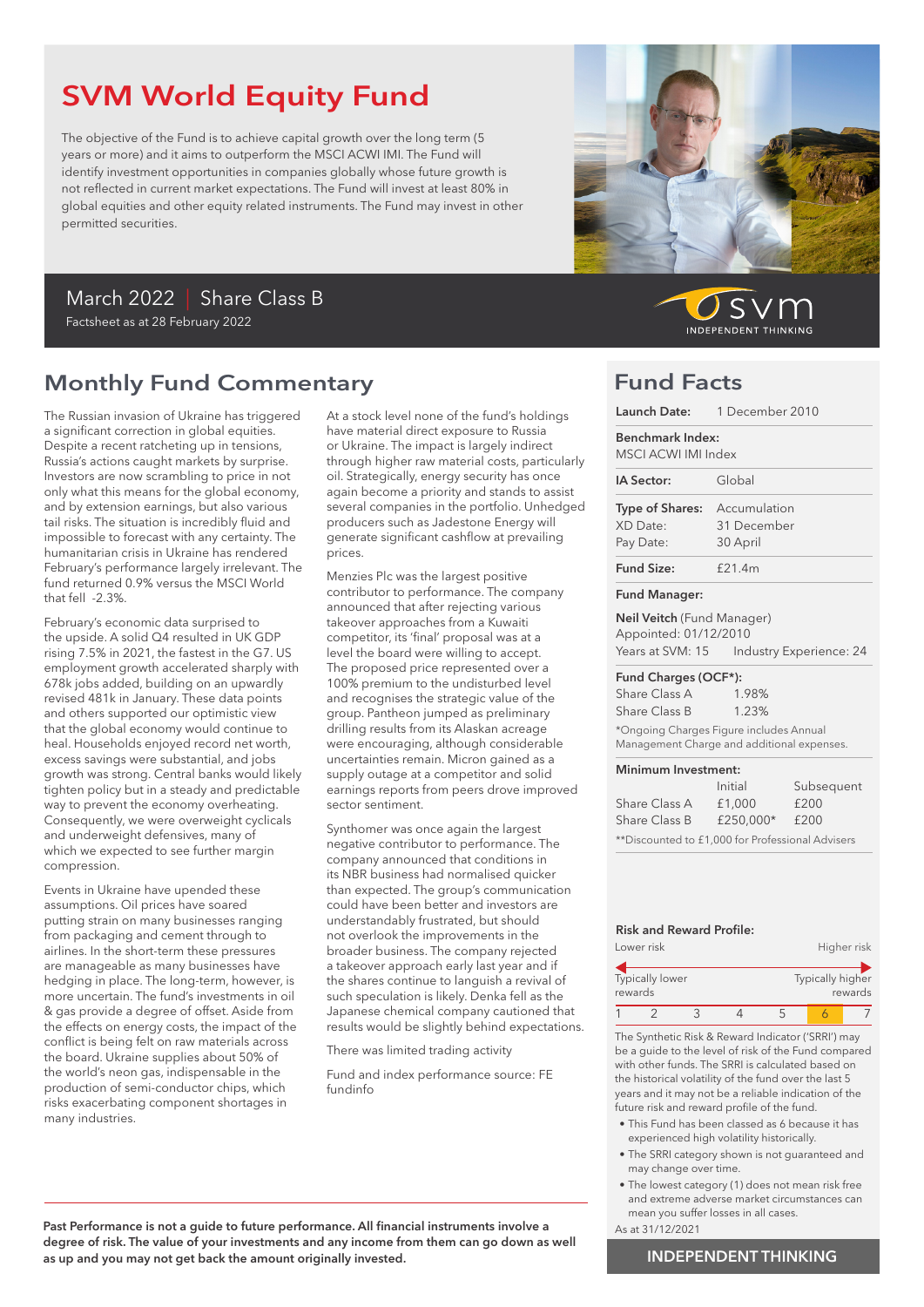# SVM World Equity Fund

The objective of the Fund is to achieve capital growth over the long term (5 years or more) and it aims to outperform the MSCI ACWI IMI. The Fund will identify investment opportunities in companies globally whose future growth is not reflected in current market expectations. The Fund will invest at least 80% in global equities and other equity related instruments. The Fund may invest in other permitted securities.

March 2022 | Share Class B

Factsheet as at 28 February 2022

svm INDEPENDENT THINKING

## Monthly Fund Commentary

The Russian invasion of Ukraine has triggered a significant correction in global equities. Despite a recent ratcheting up in tensions, Russia's actions caught markets by surprise. Investors are now scrambling to price in not only what this means for the global economy, and by extension earnings, but also various tail risks. The situation is incredibly fluid and impossible to forecast with any certainty. The humanitarian crisis in Ukraine has rendered February's performance largely irrelevant. The fund returned 0.9% versus the MSCI World that fell -2.3%.

February's economic data surprised to the upside. A solid Q4 resulted in UK GDP rising 7.5% in 2021, the fastest in the G7. US employment growth accelerated sharply with 678k jobs added, building on an upwardly revised 481k in January. These data points and others supported our optimistic view that the global economy would continue to heal. Households enjoyed record net worth, excess savings were substantial, and jobs growth was strong. Central banks would likely tighten policy but in a steady and predictable way to prevent the economy overheating. Consequently, we were overweight cyclicals and underweight defensives, many of which we expected to see further margin compression.

Events in Ukraine have upended these assumptions. Oil prices have soared putting strain on many businesses ranging from packaging and cement through to airlines. In the short-term these pressures are manageable as many businesses have hedging in place. The long-term, however, is more uncertain. The fund's investments in oil & gas provide a degree of offset. Aside from the effects on energy costs, the impact of the conflict is being felt on raw materials across the board. Ukraine supplies about 50% of the world's neon gas, indispensable in the production of semi-conductor chips, which risks exacerbating component shortages in many industries.

At a stock level none of the fund's holdings have material direct exposure to Russia or Ukraine. The impact is largely indirect through higher raw material costs, particularly oil. Strategically, energy security has once again become a priority and stands to assist several companies in the portfolio. Unhedged producers such as Jadestone Energy will generate significant cashflow at prevailing prices.

Menzies Plc was the largest positive contributor to performance. The company announced that after rejecting various takeover approaches from a Kuwaiti competitor, its 'final' proposal was at a level the board were willing to accept. The proposed price represented over a 100% premium to the undisturbed level and recognises the strategic value of the group. Pantheon jumped as preliminary drilling results from its Alaskan acreage were encouraging, although considerable uncertainties remain. Micron gained as a supply outage at a competitor and solid earnings reports from peers drove improved sector sentiment.

Synthomer was once again the largest negative contributor to performance. The company announced that conditions in its NBR business had normalised quicker than expected. The group's communication could have been better and investors are understandably frustrated, but should not overlook the improvements in the broader business. The company rejected a takeover approach early last year and if the shares continue to languish a revival of such speculation is likely. Denka fell as the Japanese chemical company cautioned that results would be slightly behind expectations.

There was limited trading activity

Fund and index performance source: FE fundinfo

**Past Performance is not a guide to future performance. All financial instruments involve a degree of risk. The value of your investments and any income from them can go down as well as up and you may not get back the amount originally invested.**

## Fund Facts

**Launch Date:** 1 December 2010

**Benchmark Index:** MSCI ACWI IMI Index

**IA Sector:** Global

**Type of Shares:** Accumulation
XD Date: 31 December
Pay Date: 30 April

**Fund Size:** £21.4m

**Fund Manager:**

**Neil Veitch** (Fund Manager)
Appointed: 01/12/2010
Years at SVM: 15 Industry Experience: 24

**Fund Charges (OCF*):**

| | |
|---|---|
| Share Class A | 1.98% |
| Share Class B | 1.23% |

*Ongoing Charges Figure includes Annual Management Charge and additional expenses.

**Minimum Investment:**

| | Initial | Subsequent |
|---|---|---|
| Share Class A | £1,000 | £200 |
| Share Class B | £250,000* | £200 |

**Discounted to £1,000 for Professional Advisers

**Risk and Reward Profile:**

Lower risk — Higher risk

Typically lower rewards — Typically higher rewards

| 1 | 2 | 3 | 4 | 5 | **6** | 7 |
|---|---|---|---|---|---|---|

The Synthetic Risk & Reward Indicator ('SRRI') may be a guide to the level of risk of the Fund compared with other funds. The SRRI is calculated based on the historical volatility of the fund over the last 5 years and it may not be a reliable indication of the future risk and reward profile of the fund.

- This Fund has been classed as 6 because it has experienced high volatility historically.
- The SRRI category shown is not guaranteed and may change over time.
- The lowest category (1) does not mean risk free and extreme adverse market circumstances can mean you suffer losses in all cases.

As at 31/12/2021

INDEPENDENT THINKING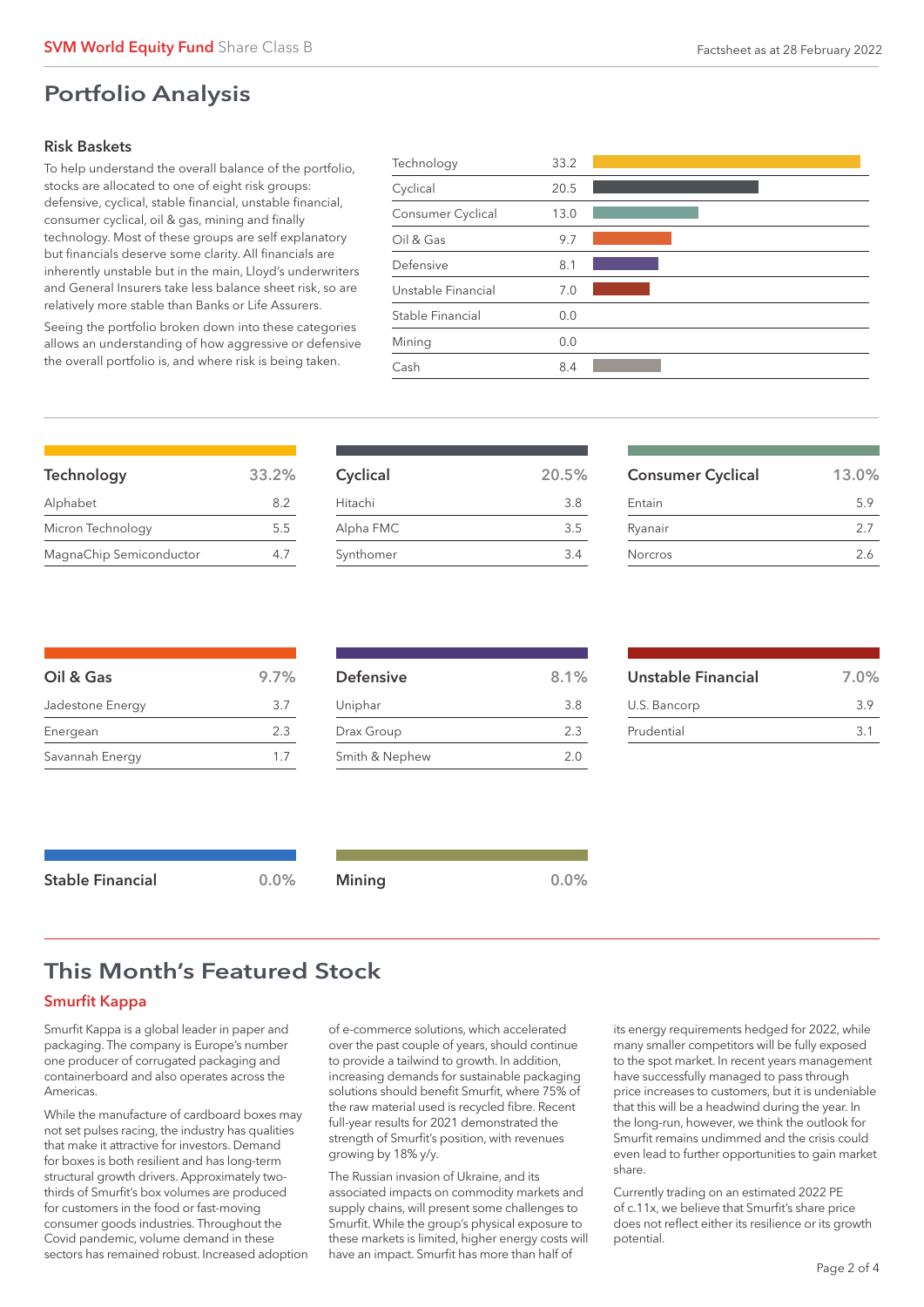# Portfolio Analysis

### Risk Baskets

To help understand the overall balance of the portfolio, stocks are allocated to one of eight risk groups: defensive, cyclical, stable financial, unstable financial, consumer cyclical, oil & gas, mining and finally technology. Most of these groups are self explanatory but financials deserve some clarity. All financials are inherently unstable but in the main, Lloyd's underwriters and General Insurers take less balance sheet risk, so are relatively more stable than Banks or Life Assurers.

Seeing the portfolio broken down into these categories allows an understanding of how aggressive or defensive the overall portfolio is, and where risk is being taken.

| Risk Basket | % |
|---|---|
| Technology | 33.2 |
| Cyclical | 20.5 |
| Consumer Cyclical | 13.0 |
| Oil & Gas | 9.7 |
| Defensive | 8.1 |
| Unstable Financial | 7.0 |
| Stable Financial | 0.0 |
| Mining | 0.0 |
| Cash | 8.4 |

| Technology | 33.2% |
|---|---|
| Alphabet | 8.2 |
| Micron Technology | 5.5 |
| MagnaChip Semiconductor | 4.7 |

| Cyclical | 20.5% |
|---|---|
| Hitachi | 3.8 |
| Alpha FMC | 3.5 |
| Synthomer | 3.4 |

| Consumer Cyclical | 13.0% |
|---|---|
| Entain | 5.9 |
| Ryanair | 2.7 |
| Norcros | 2.6 |

| Oil & Gas | 9.7% |
|---|---|
| Jadestone Energy | 3.7 |
| Energean | 2.3 |
| Savannah Energy | 1.7 |

| Defensive | 8.1% |
|---|---|
| Uniphar | 3.8 |
| Drax Group | 2.3 |
| Smith & Nephew | 2.0 |

| Unstable Financial | 7.0% |
|---|---|
| U.S. Bancorp | 3.9 |
| Prudential | 3.1 |

| Stable Financial | 0.0% |
|---|---|

| Mining | 0.0% |
|---|---|

## This Month's Featured Stock

### Smurfit Kappa

Smurfit Kappa is a global leader in paper and packaging. The company is Europe's number one producer of corrugated packaging and containerboard and also operates across the Americas.

While the manufacture of cardboard boxes may not set pulses racing, the industry has qualities that make it attractive for investors. Demand for boxes is both resilient and has long-term structural growth drivers. Approximately two-thirds of Smurfit's box volumes are produced for customers in the food or fast-moving consumer goods industries. Throughout the Covid pandemic, volume demand in these sectors has remained robust. Increased adoption of e-commerce solutions, which accelerated over the past couple of years, should continue to provide a tailwind to growth. In addition, increasing demands for sustainable packaging solutions should benefit Smurfit, where 75% of the raw material used is recycled fibre. Recent full-year results for 2021 demonstrated the strength of Smurfit's position, with revenues growing by 18% y/y.

The Russian invasion of Ukraine, and its associated impacts on commodity markets and supply chains, will present some challenges to Smurfit. While the group's physical exposure to these markets is limited, higher energy costs will have an impact. Smurfit has more than half of its energy requirements hedged for 2022, while many smaller competitors will be fully exposed to the spot market. In recent years management have successfully managed to pass through price increases to customers, but it is undeniable that this will be a headwind during the year. In the long-run, however, we think the outlook for Smurfit remains undimmed and the crisis could even lead to further opportunities to gain market share.

Currently trading on an estimated 2022 PE of c.11x, we believe that Smurfit's share price does not reflect either its resilience or its growth potential.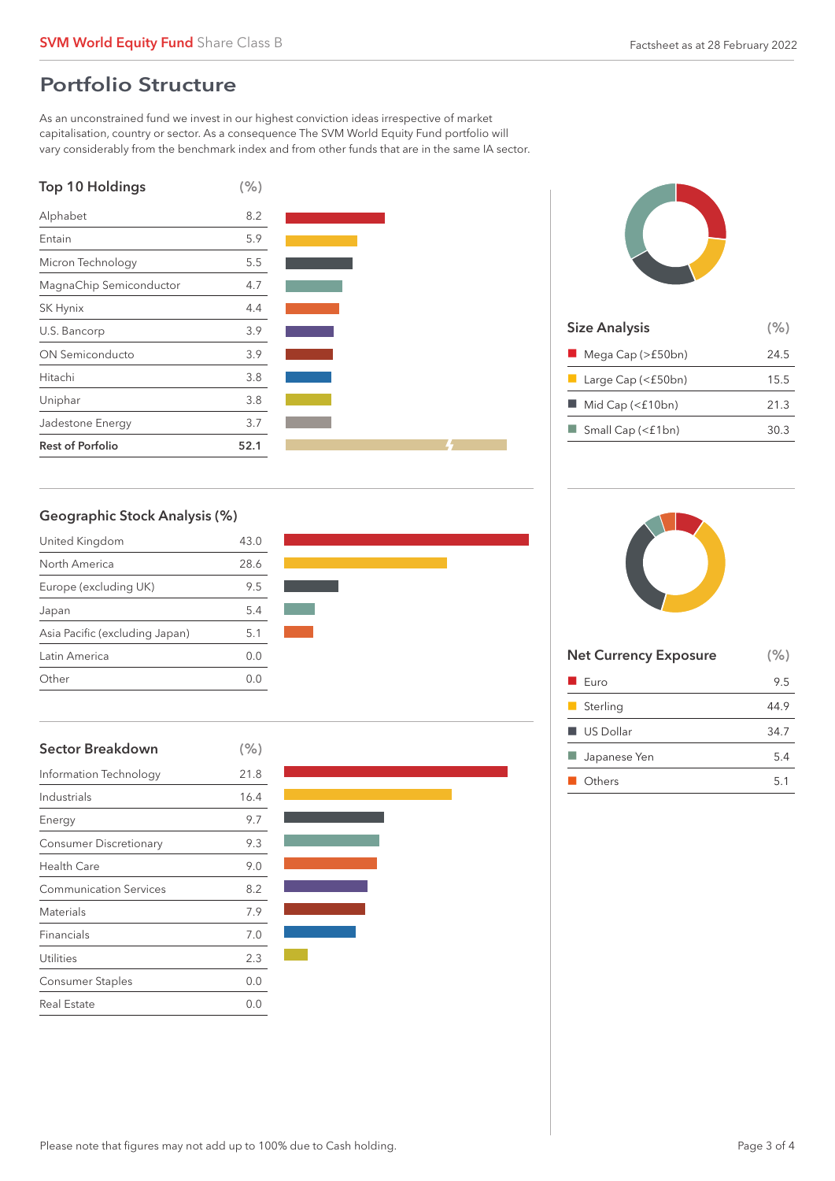## Portfolio Structure

As an unconstrained fund we invest in our highest conviction ideas irrespective of market capitalisation, country or sector. As a consequence The SVM World Equity Fund portfolio will vary considerably from the benchmark index and from other funds that are in the same IA sector.

### Top 10 Holdings

| Top 10 Holdings | (%) |
|---|---|
| Alphabet | 8.2 |
| Entain | 5.9 |
| Micron Technology | 5.5 |
| MagnaChip Semiconductor | 4.7 |
| SK Hynix | 4.4 |
| U.S. Bancorp | 3.9 |
| ON Semiconducto | 3.9 |
| Hitachi | 3.8 |
| Uniphar | 3.8 |
| Jadestone Energy | 3.7 |
| **Rest of Porfolio** | **52.1** |

### Size Analysis

| Size Analysis | (%) |
|---|---|
| Mega Cap (>£50bn) | 24.5 |
| Large Cap (<£50bn) | 15.5 |
| Mid Cap (<£10bn) | 21.3 |
| Small Cap (<£1bn) | 30.3 |

### Geographic Stock Analysis (%)

| Geographic Stock Analysis (%) | |
|---|---|
| United Kingdom | 43.0 |
| North America | 28.6 |
| Europe (excluding UK) | 9.5 |
| Japan | 5.4 |
| Asia Pacific (excluding Japan) | 5.1 |
| Latin America | 0.0 |
| Other | 0.0 |

### Net Currency Exposure

| Net Currency Exposure | (%) |
|---|---|
| Euro | 9.5 |
| Sterling | 44.9 |
| US Dollar | 34.7 |
| Japanese Yen | 5.4 |
| Others | 5.1 |

### Sector Breakdown

| Sector Breakdown | (%) |
|---|---|
| Information Technology | 21.8 |
| Industrials | 16.4 |
| Energy | 9.7 |
| Consumer Discretionary | 9.3 |
| Health Care | 9.0 |
| Communication Services | 8.2 |
| Materials | 7.9 |
| Financials | 7.0 |
| Utilities | 2.3 |
| Consumer Staples | 0.0 |
| Real Estate | 0.0 |

Please note that figures may not add up to 100% due to Cash holding.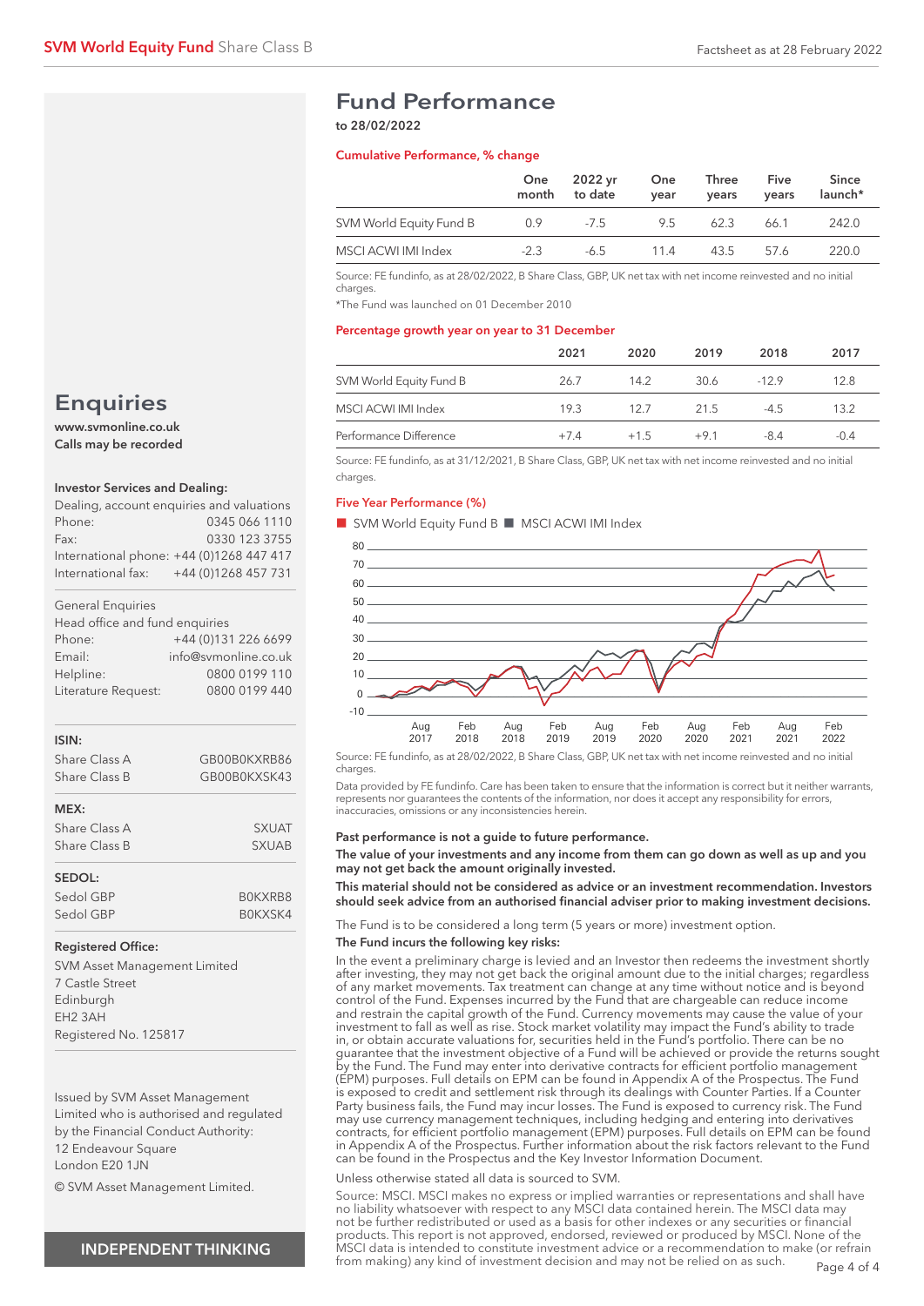# Fund Performance

to 28/02/2022

### Cumulative Performance, % change

| | One month | 2022 yr to date | One year | Three years | Five years | Since launch* |
|---|---|---|---|---|---|---|
| SVM World Equity Fund B | 0.9 | -7.5 | 9.5 | 62.3 | 66.1 | 242.0 |
| MSCI ACWI IMI Index | -2.3 | -6.5 | 11.4 | 43.5 | 57.6 | 220.0 |

Source: FE fundinfo, as at 28/02/2022, B Share Class, GBP, UK net tax with net income reinvested and no initial charges.

*The Fund was launched on 01 December 2010

### Percentage growth year on year to 31 December

| | 2021 | 2020 | 2019 | 2018 | 2017 |
|---|---|---|---|---|---|
| SVM World Equity Fund B | 26.7 | 14.2 | 30.6 | -12.9 | 12.8 |
| MSCI ACWI IMI Index | 19.3 | 12.7 | 21.5 | -4.5 | 13.2 |
| Performance Difference | +7.4 | +1.5 | +9.1 | -8.4 | -0.4 |

Source: FE fundinfo, as at 31/12/2021, B Share Class, GBP, UK net tax with net income reinvested and no initial charges.

### Five Year Performance (%)

SVM World Equity Fund B
MSCI ACWI IMI Index

80
70
60
50
40
30
20
10
0
-10

Aug 2017, Feb 2018, Aug 2018, Feb 2019, Aug 2019, Feb 2020, Aug 2020, Feb 2021, Aug 2021, Feb 2022

Source: FE fundinfo, as at 28/02/2022, B Share Class, GBP, UK net tax with net income reinvested and no initial charges.

Data provided by FE fundinfo. Care has been taken to ensure that the information is correct but it neither warrants, represents nor guarantees the contents of the information, nor does it accept any responsibility for errors, inaccuracies, omissions or any inconsistencies herein.

**Past performance is not a guide to future performance.**

**The value of your investments and any income from them can go down as well as up and you may not get back the amount originally invested.**

**This material should not be considered as advice or an investment recommendation. Investors should seek advice from an authorised financial adviser prior to making investment decisions.**

The Fund is to be considered a long term (5 years or more) investment option.

**The Fund incurs the following key risks:**

In the event a preliminary charge is levied and an Investor then redeems the investment shortly after investing, they may not get back the original amount due to the initial charges; regardless of any market movements. Tax treatment can change at any time without notice and is beyond control of the Fund. Expenses incurred by the Fund that are chargeable can reduce income and restrain the capital growth of the Fund. Currency movements may cause the value of your investment to fall as well as rise. Stock market volatility may impact the Fund's ability to trade in, or obtain accurate valuations for, securities held in the Fund's portfolio. There can be no guarantee that the investment objective of a Fund will be achieved or provide the returns sought by the Fund. The Fund may enter into derivative contracts for efficient portfolio management (EPM) purposes. Full details on EPM can be found in Appendix A of the Prospectus. The Fund is exposed to credit and settlement risk through its dealings with Counter Parties. If a Counter Party business fails, the Fund may incur losses. The Fund is exposed to currency risk. The Fund may use currency management techniques, including hedging and entering into derivatives contracts, for efficient portfolio management (EPM) purposes. Full details on EPM can be found in Appendix A of the Prospectus. Further information about the risk factors relevant to the Fund can be found in the Prospectus and the Key Investor Information Document.

Unless otherwise stated all data is sourced to SVM.

Source: MSCI. MSCI makes no express or implied warranties or representations and shall have no liability whatsoever with respect to any MSCI data contained herein. The MSCI data may not be further redistributed or used as a basis for other indexes or any securities or financial products. This report is not approved, endorsed, reviewed or produced by MSCI. None of the MSCI data is intended to constitute investment advice or a recommendation to make (or refrain from making) any kind of investment decision and may not be relied on as such.

## Enquiries

**www.svmonline.co.uk**
**Calls may be recorded**

**Investor Services and Dealing:**

Dealing, account enquiries and valuations

| | |
|---|---|
| Phone: | 0345 066 1110 |
| Fax: | 0330 123 3755 |
| International phone: | +44 (0)1268 447 417 |
| International fax: | +44 (0)1268 457 731 |

General Enquiries

Head office and fund enquiries

| | |
|---|---|
| Phone: | +44 (0)131 226 6699 |
| Email: | info@svmonline.co.uk |
| Helpline: | 0800 0199 110 |
| Literature Request: | 0800 0199 440 |

**ISIN:**

| | |
|---|---|
| Share Class A | GB00B0KXRB86 |
| Share Class B | GB00B0KXSK43 |

**MEX:**

| | |
|---|---|
| Share Class A | SXUAT |
| Share Class B | SXUAB |

**SEDOL:**

| | |
|---|---|
| Sedol GBP | B0KXRB8 |
| Sedol GBP | B0KXSK4 |

**Registered Office:**

SVM Asset Management Limited
7 Castle Street
Edinburgh
EH2 3AH
Registered No. 125817

Issued by SVM Asset Management Limited who is authorised and regulated by the Financial Conduct Authority:
12 Endeavour Square
London E20 1JN

© SVM Asset Management Limited.

**INDEPENDENT THINKING**